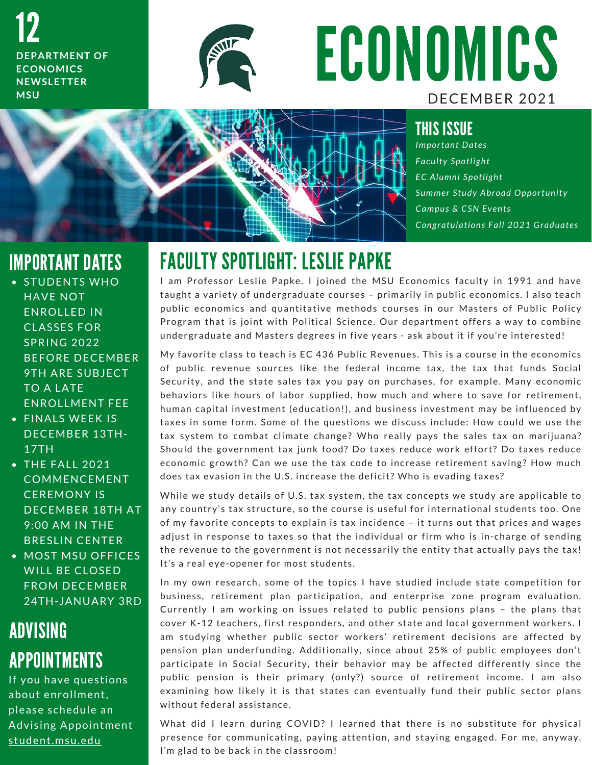# ECONOMICS

12
DEPARTMENT OF ECONOMICS NEWSLETTER MSU

DECEMBER 2021

## THIS ISSUE

*Important Dates*
*Faculty Spotlight*
*EC Alumni Spotlight*
*Summer Study Abroad Opportunity*
*Campus & CSN Events*
*Congratulations Fall 2021 Graduates*

## IMPORTANT DATES

- STUDENTS WHO HAVE NOT ENROLLED IN CLASSES FOR SPRING 2022 BEFORE DECEMBER 9TH ARE SUBJECT TO A LATE ENROLLMENT FEE
- FINALS WEEK IS DECEMBER 13TH-17TH
- THE FALL 2021 COMMENCEMENT CEREMONY IS DECEMBER 18TH AT 9:00 AM IN THE BRESLIN CENTER
- MOST MSU OFFICES WILL BE CLOSED FROM DECEMBER 24TH-JANUARY 3RD

## ADVISING APPOINTMENTS

If you have questions about enrollment, please schedule an Advising Appointment student.msu.edu

## FACULTY SPOTLIGHT: LESLIE PAPKE

I am Professor Leslie Papke. I joined the MSU Economics faculty in 1991 and have taught a variety of undergraduate courses – primarily in public economics. I also teach public economics and quantitative methods courses in our Masters of Public Policy Program that is joint with Political Science. Our department offers a way to combine undergraduate and Masters degrees in five years - ask about it if you're interested!

My favorite class to teach is EC 436 Public Revenues. This is a course in the economics of public revenue sources like the federal income tax, the tax that funds Social Security, and the state sales tax you pay on purchases, for example. Many economic behaviors like hours of labor supplied, how much and where to save for retirement, human capital investment (education!), and business investment may be influenced by taxes in some form. Some of the questions we discuss include: How could we use the tax system to combat climate change? Who really pays the sales tax on marijuana? Should the government tax junk food? Do taxes reduce work effort? Do taxes reduce economic growth? Can we use the tax code to increase retirement saving? How much does tax evasion in the U.S. increase the deficit? Who is evading taxes?

While we study details of U.S. tax system, the tax concepts we study are applicable to any country's tax structure, so the course is useful for international students too. One of my favorite concepts to explain is tax incidence – it turns out that prices and wages adjust in response to taxes so that the individual or firm who is in-charge of sending the revenue to the government is not necessarily the entity that actually pays the tax! It's a real eye-opener for most students.

In my own research, some of the topics I have studied include state competition for business, retirement plan participation, and enterprise zone program evaluation. Currently I am working on issues related to public pensions plans – the plans that cover K-12 teachers, first responders, and other state and local government workers. I am studying whether public sector workers' retirement decisions are affected by pension plan underfunding. Additionally, since about 25% of public employees don't participate in Social Security, their behavior may be affected differently since the public pension is their primary (only?) source of retirement income. I am also examining how likely it is that states can eventually fund their public sector plans without federal assistance.

What did I learn during COVID? I learned that there is no substitute for physical presence for communicating, paying attention, and staying engaged. For me, anyway. I'm glad to be back in the classroom!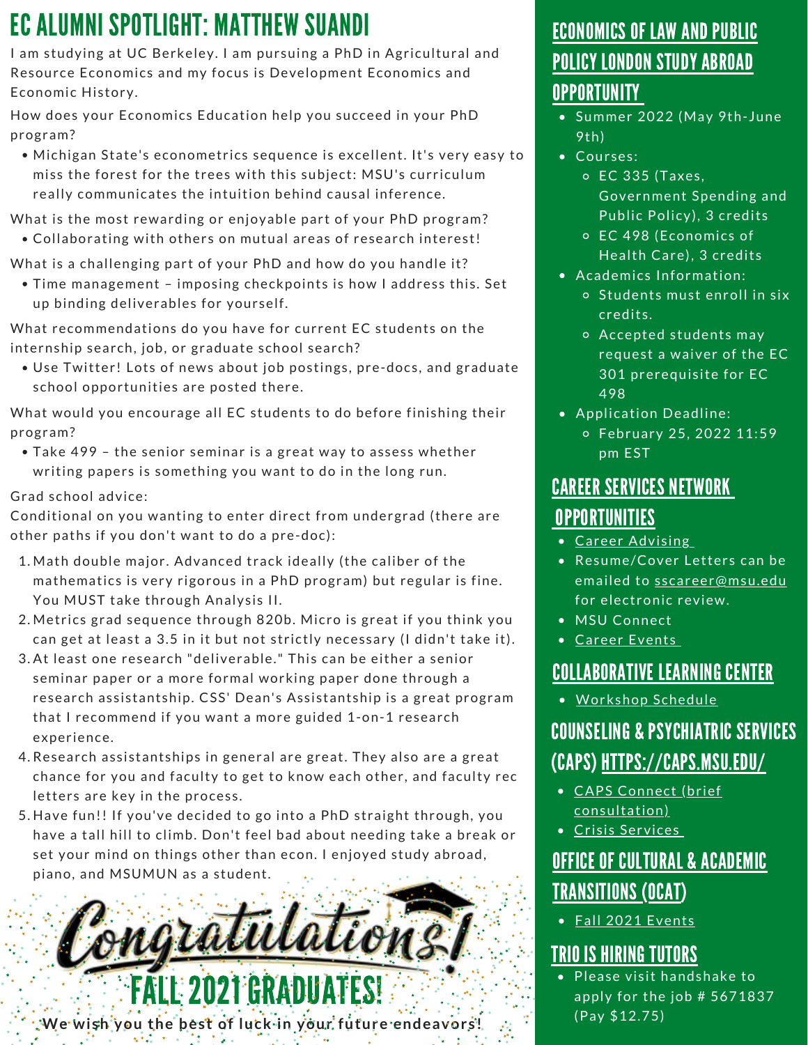# EC ALUMNI SPOTLIGHT: MATTHEW SUANDI

I am studying at UC Berkeley. I am pursuing a PhD in Agricultural and Resource Economics and my focus is Development Economics and Economic History.

How does your Economics Education help you succeed in your PhD program?

- Michigan State's econometrics sequence is excellent. It's very easy to miss the forest for the trees with this subject: MSU's curriculum really communicates the intuition behind causal inference.

What is the most rewarding or enjoyable part of your PhD program?

- Collaborating with others on mutual areas of research interest!

What is a challenging part of your PhD and how do you handle it?

- Time management – imposing checkpoints is how I address this. Set up binding deliverables for yourself.

What recommendations do you have for current EC students on the internship search, job, or graduate school search?

- Use Twitter! Lots of news about job postings, pre-docs, and graduate school opportunities are posted there.

What would you encourage all EC students to do before finishing their program?

- Take 499 – the senior seminar is a great way to assess whether writing papers is something you want to do in the long run.

Grad school advice:

Conditional on you wanting to enter direct from undergrad (there are other paths if you don't want to do a pre-doc):

1. Math double major. Advanced track ideally (the caliber of the mathematics is very rigorous in a PhD program) but regular is fine. You MUST take through Analysis II.
2. Metrics grad sequence through 820b. Micro is great if you think you can get at least a 3.5 in it but not strictly necessary (I didn't take it).
3. At least one research "deliverable." This can be either a senior seminar paper or a more formal working paper done through a research assistantship. CSS' Dean's Assistantship is a great program that I recommend if you want a more guided 1-on-1 research experience.
4. Research assistantships in general are great. They also are a great chance for you and faculty to get to know each other, and faculty rec letters are key in the process.
5. Have fun!! If you've decided to go into a PhD straight through, you have a tall hill to climb. Don't feel bad about needing take a break or set your mind on things other than econ. I enjoyed study abroad, piano, and MSUMUN as a student.

Congratulations!

## FALL 2021 GRADUATES!

We wish you the best of luck in your future endeavors!

## ECONOMICS OF LAW AND PUBLIC POLICY LONDON STUDY ABROAD OPPORTUNITY

- Summer 2022 (May 9th-June 9th)
- Courses:
  - EC 335 (Taxes, Government Spending and Public Policy), 3 credits
  - EC 498 (Economics of Health Care), 3 credits
- Academics Information:
  - Students must enroll in six credits.
  - Accepted students may request a waiver of the EC 301 prerequisite for EC 498
- Application Deadline:
  - February 25, 2022 11:59 pm EST

## CAREER SERVICES NETWORK OPPORTUNITIES

- Career Advising
- Resume/Cover Letters can be emailed to sscareer@msu.edu for electronic review.
- MSU Connect
- Career Events

## COLLABORATIVE LEARNING CENTER

- Workshop Schedule

## COUNSELING & PSYCHIATRIC SERVICES (CAPS) HTTPS://CAPS.MSU.EDU/

- CAPS Connect (brief consultation)
- Crisis Services

## OFFICE OF CULTURAL & ACADEMIC TRANSITIONS (OCAT)

- Fall 2021 Events

## TRIO IS HIRING TUTORS

- Please visit handshake to apply for the job # 5671837 (Pay $12.75)